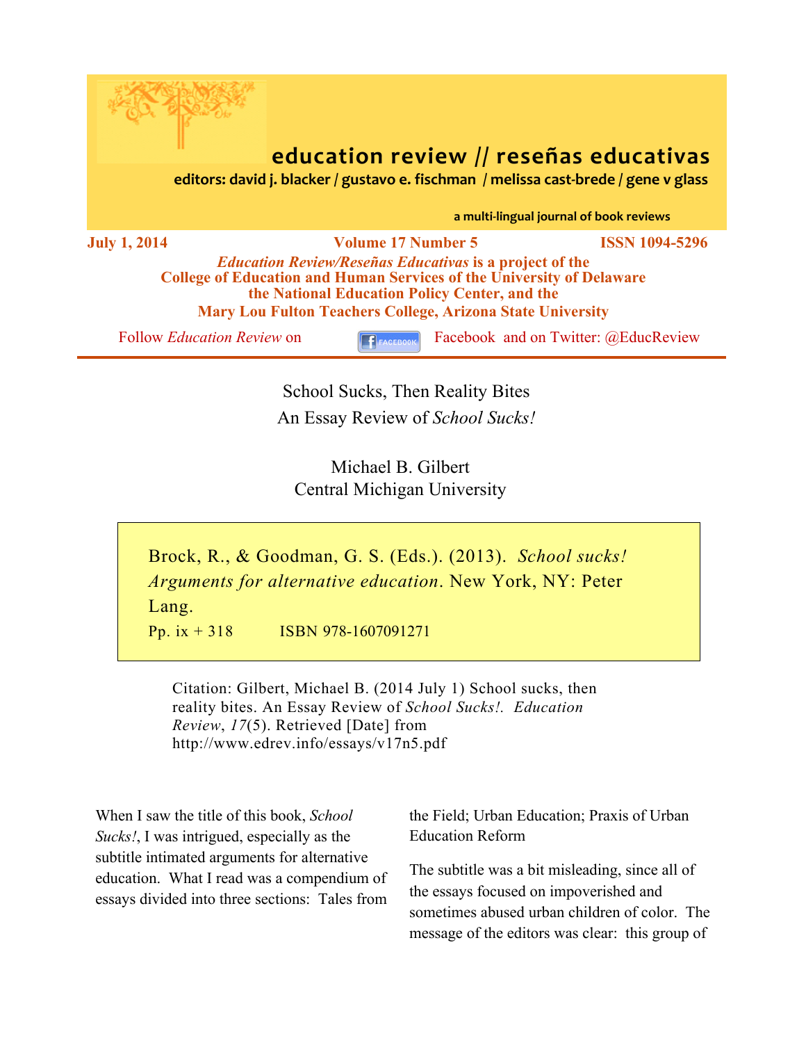# education review // reseñas educativas

**editors: david j. blacker / gustavo e. fischman / melissa cast-brede / gene v glass**

**a multi-lingual journal of book reviews**

**July 1, 2014** **Volume 17 Number 5** **ISSN 1094-5296**

***Education Review/Reseñas Educativas*** **is a project of the College of Education and Human Services of the University of Delaware the National Education Policy Center, and the Mary Lou Fulton Teachers College, Arizona State University**

Follow *Education Review* on Facebook and on Twitter: @EducReview

## School Sucks, Then Reality Bites
## An Essay Review of *School Sucks!*

Michael B. Gilbert
Central Michigan University

Brock, R., & Goodman, G. S. (Eds.). (2013). *School sucks! Arguments for alternative education*. New York, NY: Peter Lang.

Pp. ix + 318 ISBN 978-1607091271

Citation: Gilbert, Michael B. (2014 July 1) School sucks, then reality bites. An Essay Review of *School Sucks!*. *Education Review*, *17*(5). Retrieved [Date] from http://www.edrev.info/essays/v17n5.pdf

When I saw the title of this book, *School Sucks!*, I was intrigued, especially as the subtitle intimated arguments for alternative education. What I read was a compendium of essays divided into three sections: Tales from the Field; Urban Education; Praxis of Urban Education Reform

The subtitle was a bit misleading, since all of the essays focused on impoverished and sometimes abused urban children of color. The message of the editors was clear: this group of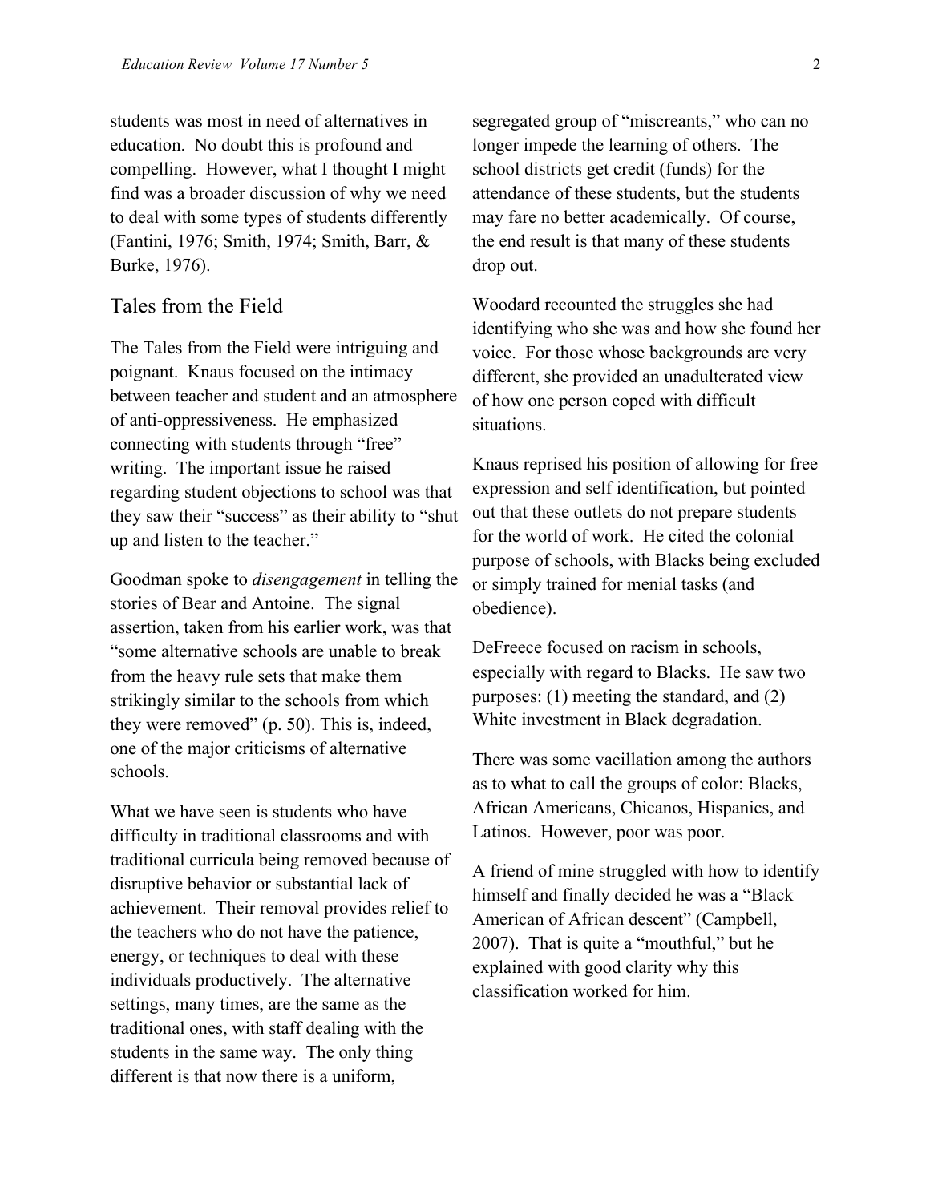students was most in need of alternatives in education. No doubt this is profound and compelling. However, what I thought I might find was a broader discussion of why we need to deal with some types of students differently (Fantini, 1976; Smith, 1974; Smith, Barr, & Burke, 1976).

## Tales from the Field

The Tales from the Field were intriguing and poignant. Knaus focused on the intimacy between teacher and student and an atmosphere of anti-oppressiveness. He emphasized connecting with students through "free" writing. The important issue he raised regarding student objections to school was that they saw their "success" as their ability to "shut up and listen to the teacher."

Goodman spoke to *disengagement* in telling the stories of Bear and Antoine. The signal assertion, taken from his earlier work, was that "some alternative schools are unable to break from the heavy rule sets that make them strikingly similar to the schools from which they were removed" (p. 50). This is, indeed, one of the major criticisms of alternative schools.

What we have seen is students who have difficulty in traditional classrooms and with traditional curricula being removed because of disruptive behavior or substantial lack of achievement. Their removal provides relief to the teachers who do not have the patience, energy, or techniques to deal with these individuals productively. The alternative settings, many times, are the same as the traditional ones, with staff dealing with the students in the same way. The only thing different is that now there is a uniform, segregated group of "miscreants," who can no longer impede the learning of others. The school districts get credit (funds) for the attendance of these students, but the students may fare no better academically. Of course, the end result is that many of these students drop out.

Woodard recounted the struggles she had identifying who she was and how she found her voice. For those whose backgrounds are very different, she provided an unadulterated view of how one person coped with difficult situations.

Knaus reprised his position of allowing for free expression and self identification, but pointed out that these outlets do not prepare students for the world of work. He cited the colonial purpose of schools, with Blacks being excluded or simply trained for menial tasks (and obedience).

DeFreece focused on racism in schools, especially with regard to Blacks. He saw two purposes: (1) meeting the standard, and (2) White investment in Black degradation.

There was some vacillation among the authors as to what to call the groups of color: Blacks, African Americans, Chicanos, Hispanics, and Latinos. However, poor was poor.

A friend of mine struggled with how to identify himself and finally decided he was a "Black American of African descent" (Campbell, 2007). That is quite a "mouthful," but he explained with good clarity why this classification worked for him.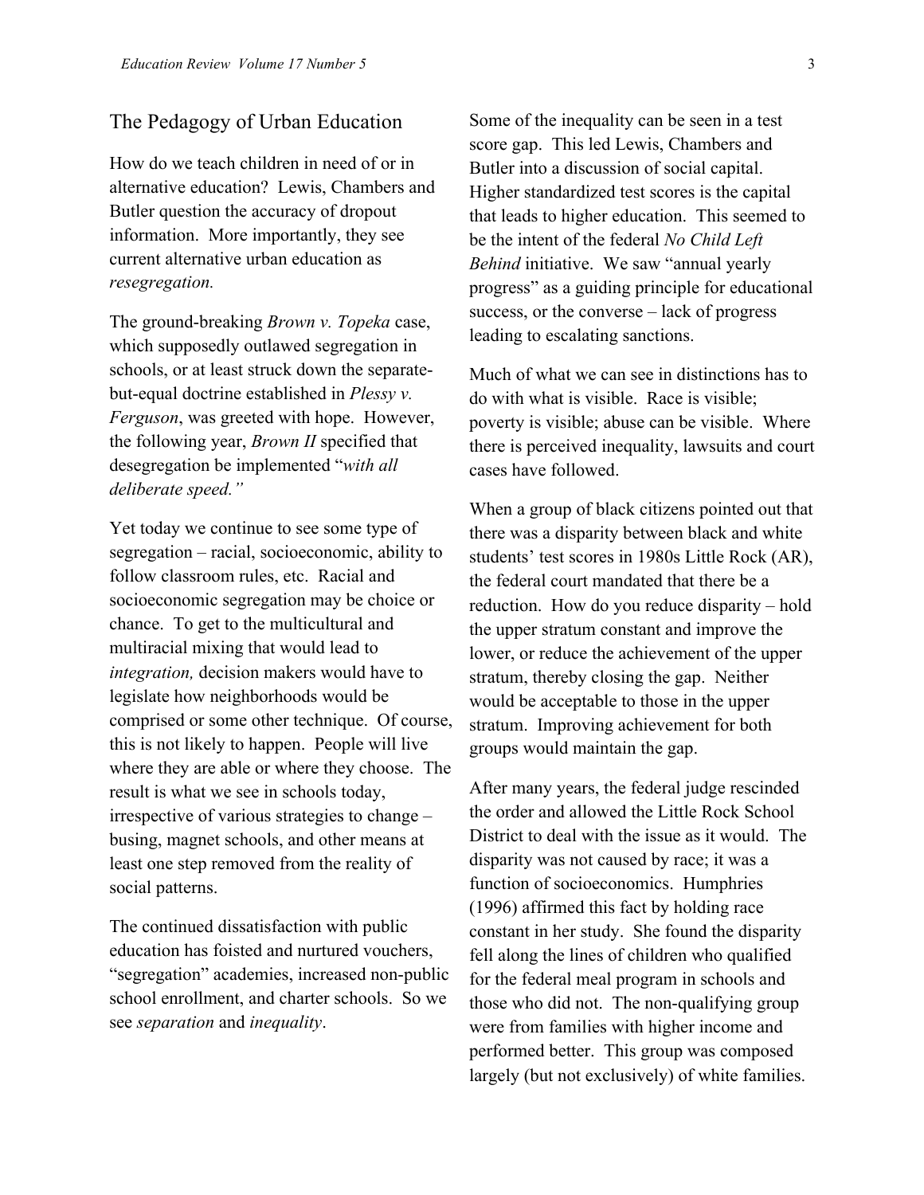## The Pedagogy of Urban Education

How do we teach children in need of or in alternative education? Lewis, Chambers and Butler question the accuracy of dropout information. More importantly, they see current alternative urban education as *resegregation.*

The ground-breaking *Brown v. Topeka* case, which supposedly outlawed segregation in schools, or at least struck down the separate-but-equal doctrine established in *Plessy v. Ferguson*, was greeted with hope. However, the following year, *Brown II* specified that desegregation be implemented "*with all deliberate speed."*

Yet today we continue to see some type of segregation – racial, socioeconomic, ability to follow classroom rules, etc. Racial and socioeconomic segregation may be choice or chance. To get to the multicultural and multiracial mixing that would lead to *integration,* decision makers would have to legislate how neighborhoods would be comprised or some other technique. Of course, this is not likely to happen. People will live where they are able or where they choose. The result is what we see in schools today, irrespective of various strategies to change – busing, magnet schools, and other means at least one step removed from the reality of social patterns.

The continued dissatisfaction with public education has foisted and nurtured vouchers, "segregation" academies, increased non-public school enrollment, and charter schools. So we see *separation* and *inequality*.

Some of the inequality can be seen in a test score gap. This led Lewis, Chambers and Butler into a discussion of social capital. Higher standardized test scores is the capital that leads to higher education. This seemed to be the intent of the federal *No Child Left Behind* initiative. We saw "annual yearly progress" as a guiding principle for educational success, or the converse – lack of progress leading to escalating sanctions.

Much of what we can see in distinctions has to do with what is visible. Race is visible; poverty is visible; abuse can be visible. Where there is perceived inequality, lawsuits and court cases have followed.

When a group of black citizens pointed out that there was a disparity between black and white students' test scores in 1980s Little Rock (AR), the federal court mandated that there be a reduction. How do you reduce disparity – hold the upper stratum constant and improve the lower, or reduce the achievement of the upper stratum, thereby closing the gap. Neither would be acceptable to those in the upper stratum. Improving achievement for both groups would maintain the gap.

After many years, the federal judge rescinded the order and allowed the Little Rock School District to deal with the issue as it would. The disparity was not caused by race; it was a function of socioeconomics. Humphries (1996) affirmed this fact by holding race constant in her study. She found the disparity fell along the lines of children who qualified for the federal meal program in schools and those who did not. The non-qualifying group were from families with higher income and performed better. This group was composed largely (but not exclusively) of white families.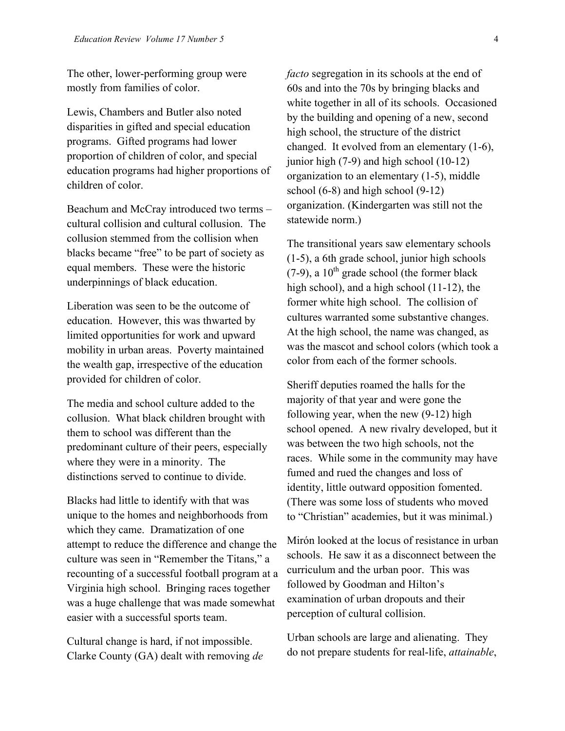The other, lower-performing group were mostly from families of color.

Lewis, Chambers and Butler also noted disparities in gifted and special education programs. Gifted programs had lower proportion of children of color, and special education programs had higher proportions of children of color.

Beachum and McCray introduced two terms – cultural collision and cultural collusion. The collusion stemmed from the collision when blacks became "free" to be part of society as equal members. These were the historic underpinnings of black education.

Liberation was seen to be the outcome of education. However, this was thwarted by limited opportunities for work and upward mobility in urban areas. Poverty maintained the wealth gap, irrespective of the education provided for children of color.

The media and school culture added to the collusion. What black children brought with them to school was different than the predominant culture of their peers, especially where they were in a minority. The distinctions served to continue to divide.

Blacks had little to identify with that was unique to the homes and neighborhoods from which they came. Dramatization of one attempt to reduce the difference and change the culture was seen in "Remember the Titans," a recounting of a successful football program at a Virginia high school. Bringing races together was a huge challenge that was made somewhat easier with a successful sports team.

Cultural change is hard, if not impossible. Clarke County (GA) dealt with removing *de facto* segregation in its schools at the end of 60s and into the 70s by bringing blacks and white together in all of its schools. Occasioned by the building and opening of a new, second high school, the structure of the district changed. It evolved from an elementary (1-6), junior high (7-9) and high school (10-12) organization to an elementary (1-5), middle school (6-8) and high school (9-12) organization. (Kindergarten was still not the statewide norm.)

The transitional years saw elementary schools (1-5), a 6th grade school, junior high schools (7-9), a 10th grade school (the former black high school), and a high school (11-12), the former white high school. The collision of cultures warranted some substantive changes. At the high school, the name was changed, as was the mascot and school colors (which took a color from each of the former schools.

Sheriff deputies roamed the halls for the majority of that year and were gone the following year, when the new (9-12) high school opened. A new rivalry developed, but it was between the two high schools, not the races. While some in the community may have fumed and rued the changes and loss of identity, little outward opposition fomented. (There was some loss of students who moved to "Christian" academies, but it was minimal.)

Mirón looked at the locus of resistance in urban schools. He saw it as a disconnect between the curriculum and the urban poor. This was followed by Goodman and Hilton's examination of urban dropouts and their perception of cultural collision.

Urban schools are large and alienating. They do not prepare students for real-life, *attainable*,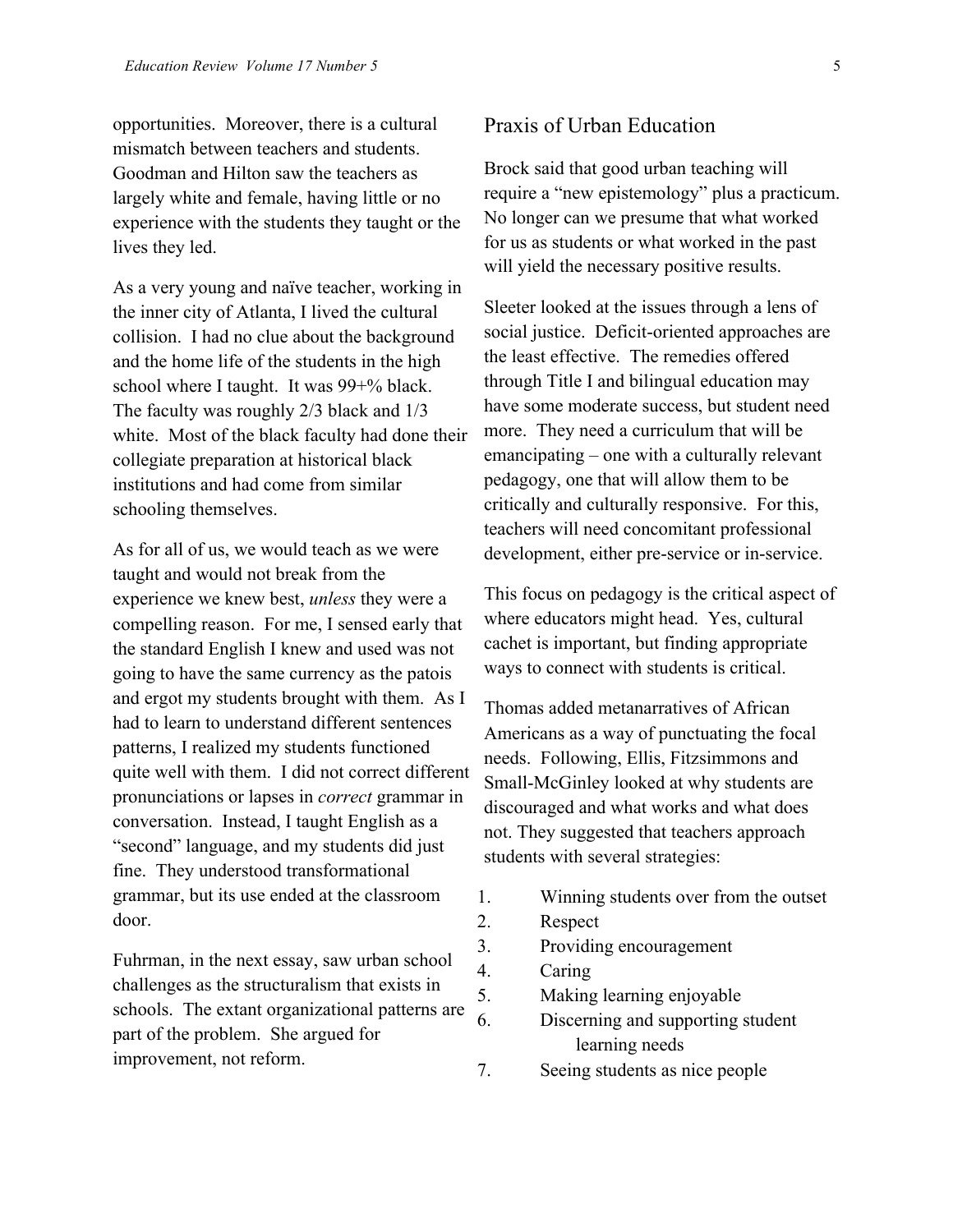opportunities. Moreover, there is a cultural mismatch between teachers and students. Goodman and Hilton saw the teachers as largely white and female, having little or no experience with the students they taught or the lives they led.

As a very young and naïve teacher, working in the inner city of Atlanta, I lived the cultural collision. I had no clue about the background and the home life of the students in the high school where I taught. It was 99+% black. The faculty was roughly 2/3 black and 1/3 white. Most of the black faculty had done their collegiate preparation at historical black institutions and had come from similar schooling themselves.

As for all of us, we would teach as we were taught and would not break from the experience we knew best, *unless* they were a compelling reason. For me, I sensed early that the standard English I knew and used was not going to have the same currency as the patois and ergot my students brought with them. As I had to learn to understand different sentences patterns, I realized my students functioned quite well with them. I did not correct different pronunciations or lapses in *correct* grammar in conversation. Instead, I taught English as a "second" language, and my students did just fine. They understood transformational grammar, but its use ended at the classroom door.

Fuhrman, in the next essay, saw urban school challenges as the structuralism that exists in schools. The extant organizational patterns are part of the problem. She argued for improvement, not reform.

## Praxis of Urban Education

Brock said that good urban teaching will require a "new epistemology" plus a practicum. No longer can we presume that what worked for us as students or what worked in the past will yield the necessary positive results.

Sleeter looked at the issues through a lens of social justice. Deficit-oriented approaches are the least effective. The remedies offered through Title I and bilingual education may have some moderate success, but student need more. They need a curriculum that will be emancipating – one with a culturally relevant pedagogy, one that will allow them to be critically and culturally responsive. For this, teachers will need concomitant professional development, either pre-service or in-service.

This focus on pedagogy is the critical aspect of where educators might head. Yes, cultural cachet is important, but finding appropriate ways to connect with students is critical.

Thomas added metanarratives of African Americans as a way of punctuating the focal needs. Following, Ellis, Fitzsimmons and Small-McGinley looked at why students are discouraged and what works and what does not. They suggested that teachers approach students with several strategies:

1. Winning students over from the outset
2. Respect
3. Providing encouragement
4. Caring
5. Making learning enjoyable
6. Discerning and supporting student learning needs
7. Seeing students as nice people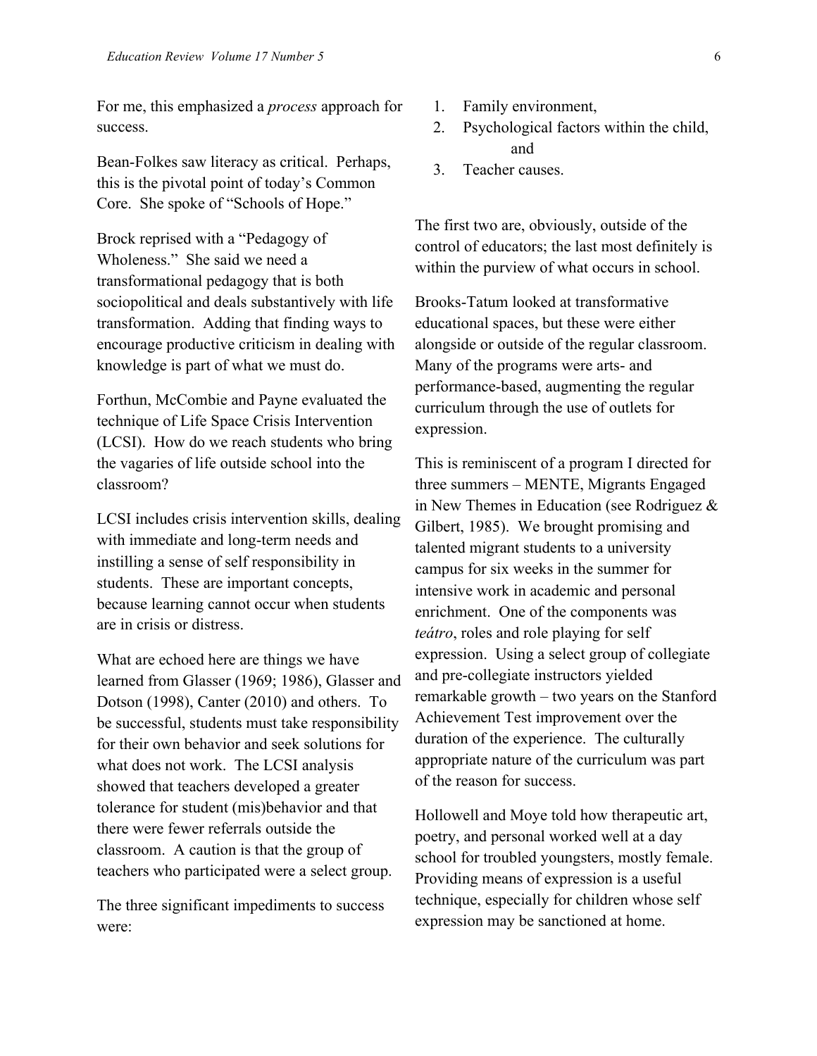For me, this emphasized a *process* approach for success.

Bean-Folkes saw literacy as critical. Perhaps, this is the pivotal point of today's Common Core. She spoke of "Schools of Hope."

Brock reprised with a "Pedagogy of Wholeness." She said we need a transformational pedagogy that is both sociopolitical and deals substantively with life transformation. Adding that finding ways to encourage productive criticism in dealing with knowledge is part of what we must do.

Forthun, McCombie and Payne evaluated the technique of Life Space Crisis Intervention (LCSI). How do we reach students who bring the vagaries of life outside school into the classroom?

LCSI includes crisis intervention skills, dealing with immediate and long-term needs and instilling a sense of self responsibility in students. These are important concepts, because learning cannot occur when students are in crisis or distress.

What are echoed here are things we have learned from Glasser (1969; 1986), Glasser and Dotson (1998), Canter (2010) and others. To be successful, students must take responsibility for their own behavior and seek solutions for what does not work. The LCSI analysis showed that teachers developed a greater tolerance for student (mis)behavior and that there were fewer referrals outside the classroom. A caution is that the group of teachers who participated were a select group.

The three significant impediments to success were:

1. Family environment,
2. Psychological factors within the child, and
3. Teacher causes.

The first two are, obviously, outside of the control of educators; the last most definitely is within the purview of what occurs in school.

Brooks-Tatum looked at transformative educational spaces, but these were either alongside or outside of the regular classroom. Many of the programs were arts- and performance-based, augmenting the regular curriculum through the use of outlets for expression.

This is reminiscent of a program I directed for three summers – MENTE, Migrants Engaged in New Themes in Education (see Rodriguez & Gilbert, 1985). We brought promising and talented migrant students to a university campus for six weeks in the summer for intensive work in academic and personal enrichment. One of the components was *teátro*, roles and role playing for self expression. Using a select group of collegiate and pre-collegiate instructors yielded remarkable growth – two years on the Stanford Achievement Test improvement over the duration of the experience. The culturally appropriate nature of the curriculum was part of the reason for success.

Hollowell and Moye told how therapeutic art, poetry, and personal worked well at a day school for troubled youngsters, mostly female. Providing means of expression is a useful technique, especially for children whose self expression may be sanctioned at home.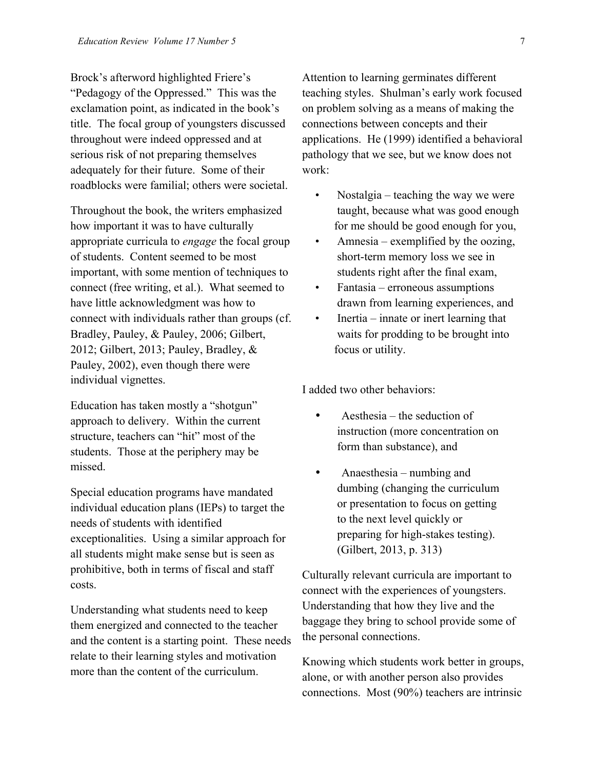Brock's afterword highlighted Friere's "Pedagogy of the Oppressed." This was the exclamation point, as indicated in the book's title. The focal group of youngsters discussed throughout were indeed oppressed and at serious risk of not preparing themselves adequately for their future. Some of their roadblocks were familial; others were societal.

Throughout the book, the writers emphasized how important it was to have culturally appropriate curricula to *engage* the focal group of students. Content seemed to be most important, with some mention of techniques to connect (free writing, et al.). What seemed to have little acknowledgment was how to connect with individuals rather than groups (cf. Bradley, Pauley, & Pauley, 2006; Gilbert, 2012; Gilbert, 2013; Pauley, Bradley, & Pauley, 2002), even though there were individual vignettes.

Education has taken mostly a "shotgun" approach to delivery. Within the current structure, teachers can "hit" most of the students. Those at the periphery may be missed.

Special education programs have mandated individual education plans (IEPs) to target the needs of students with identified exceptionalities. Using a similar approach for all students might make sense but is seen as prohibitive, both in terms of fiscal and staff costs.

Understanding what students need to keep them energized and connected to the teacher and the content is a starting point. These needs relate to their learning styles and motivation more than the content of the curriculum.

Attention to learning germinates different teaching styles. Shulman's early work focused on problem solving as a means of making the connections between concepts and their applications. He (1999) identified a behavioral pathology that we see, but we know does not work:

- Nostalgia – teaching the way we were taught, because what was good enough for me should be good enough for you,
- Amnesia – exemplified by the oozing, short-term memory loss we see in students right after the final exam,
- Fantasia – erroneous assumptions drawn from learning experiences, and
- Inertia – innate or inert learning that waits for prodding to be brought into focus or utility.

I added two other behaviors:

- Aesthesia – the seduction of instruction (more concentration on form than substance), and
- Anaesthesia – numbing and dumbing (changing the curriculum or presentation to focus on getting to the next level quickly or preparing for high-stakes testing). (Gilbert, 2013, p. 313)

Culturally relevant curricula are important to connect with the experiences of youngsters. Understanding that how they live and the baggage they bring to school provide some of the personal connections.

Knowing which students work better in groups, alone, or with another person also provides connections. Most (90%) teachers are intrinsic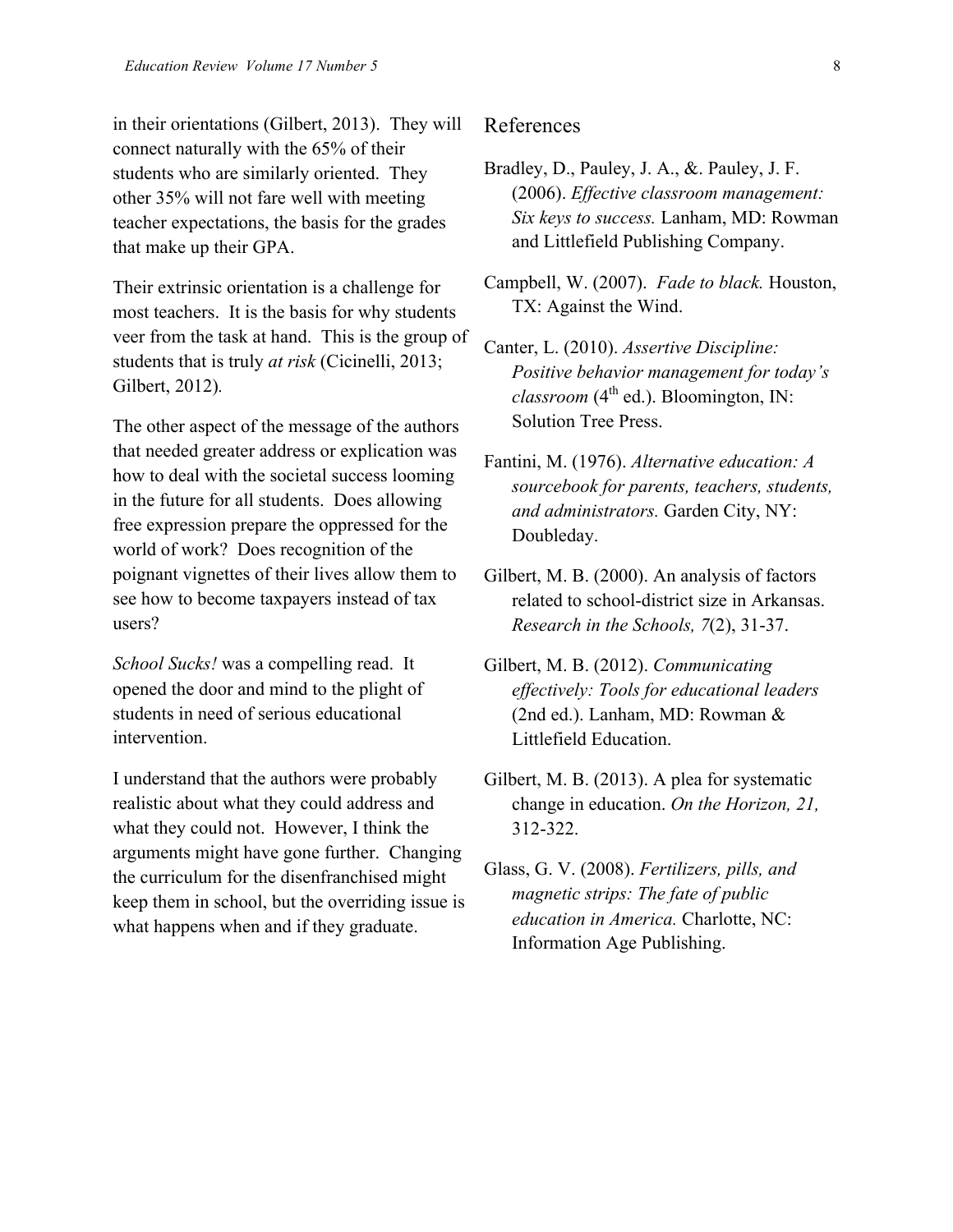in their orientations (Gilbert, 2013). They will connect naturally with the 65% of their students who are similarly oriented. They other 35% will not fare well with meeting teacher expectations, the basis for the grades that make up their GPA.

Their extrinsic orientation is a challenge for most teachers. It is the basis for why students veer from the task at hand. This is the group of students that is truly *at risk* (Cicinelli, 2013; Gilbert, 2012).

The other aspect of the message of the authors that needed greater address or explication was how to deal with the societal success looming in the future for all students. Does allowing free expression prepare the oppressed for the world of work? Does recognition of the poignant vignettes of their lives allow them to see how to become taxpayers instead of tax users?

*School Sucks!* was a compelling read. It opened the door and mind to the plight of students in need of serious educational intervention.

I understand that the authors were probably realistic about what they could address and what they could not. However, I think the arguments might have gone further. Changing the curriculum for the disenfranchised might keep them in school, but the overriding issue is what happens when and if they graduate.

## References

Bradley, D., Pauley, J. A., &. Pauley, J. F. (2006). *Effective classroom management: Six keys to success.* Lanham, MD: Rowman and Littlefield Publishing Company.

Campbell, W. (2007). *Fade to black.* Houston, TX: Against the Wind.

Canter, L. (2010). *Assertive Discipline: Positive behavior management for today's classroom* (4th ed.). Bloomington, IN: Solution Tree Press.

Fantini, M. (1976). *Alternative education: A sourcebook for parents, teachers, students, and administrators.* Garden City, NY: Doubleday.

Gilbert, M. B. (2000). An analysis of factors related to school-district size in Arkansas. *Research in the Schools, 7*(2), 31-37.

Gilbert, M. B. (2012). *Communicating effectively: Tools for educational leaders* (2nd ed.). Lanham, MD: Rowman & Littlefield Education.

Gilbert, M. B. (2013). A plea for systematic change in education. *On the Horizon, 21,* 312-322.

Glass, G. V. (2008). *Fertilizers, pills, and magnetic strips: The fate of public education in America.* Charlotte, NC: Information Age Publishing.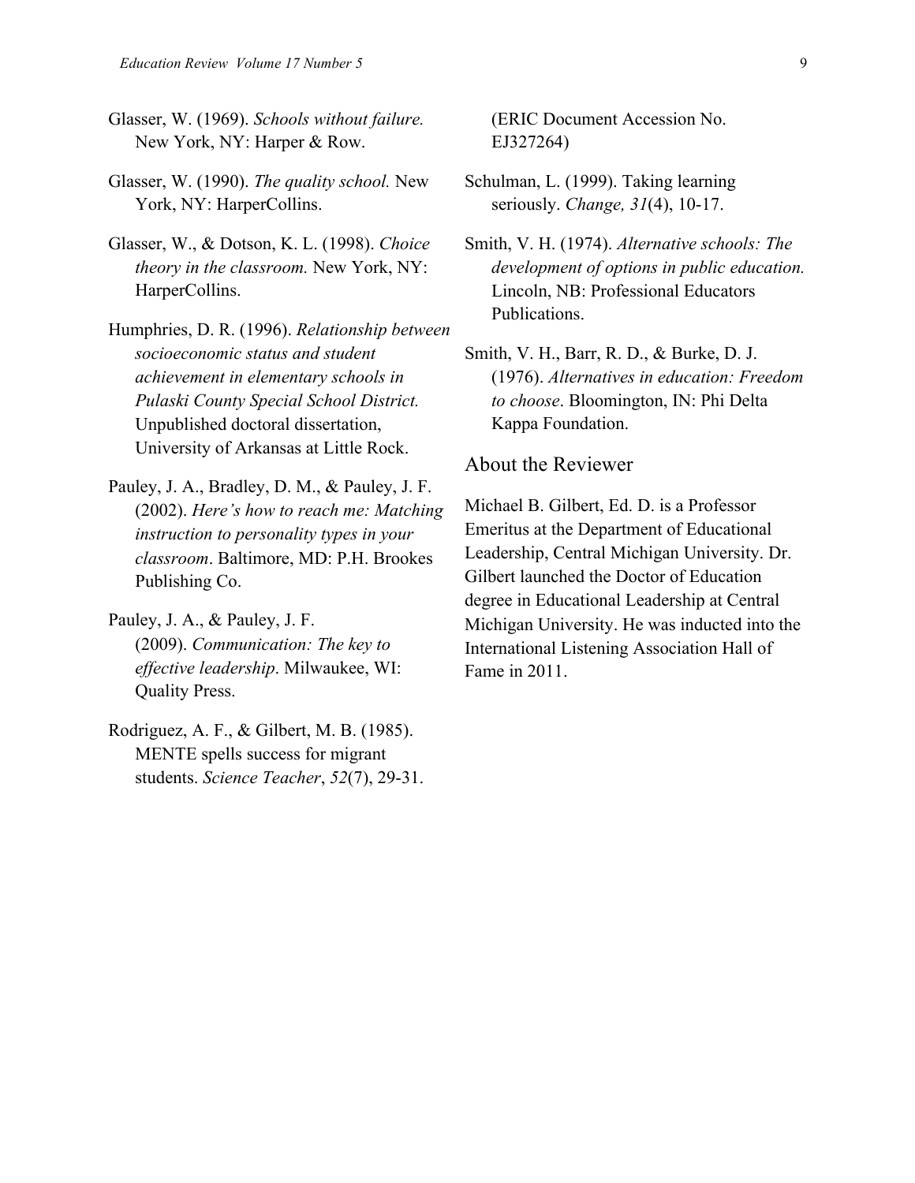Glasser, W. (1969). *Schools without failure.* New York, NY: Harper & Row.

Glasser, W. (1990). *The quality school.* New York, NY: HarperCollins.

Glasser, W., & Dotson, K. L. (1998). *Choice theory in the classroom.* New York, NY: HarperCollins.

Humphries, D. R. (1996). *Relationship between socioeconomic status and student achievement in elementary schools in Pulaski County Special School District.* Unpublished doctoral dissertation, University of Arkansas at Little Rock.

Pauley, J. A., Bradley, D. M., & Pauley, J. F. (2002). *Here's how to reach me: Matching instruction to personality types in your classroom*. Baltimore, MD: P.H. Brookes Publishing Co.

Pauley, J. A., & Pauley, J. F. (2009). *Communication: The key to effective leadership*. Milwaukee, WI: Quality Press.

Rodriguez, A. F., & Gilbert, M. B. (1985). MENTE spells success for migrant students. *Science Teacher*, *52*(7), 29-31. (ERIC Document Accession No. EJ327264)

Schulman, L. (1999). Taking learning seriously. *Change, 31*(4), 10-17.

Smith, V. H. (1974). *Alternative schools: The development of options in public education.* Lincoln, NB: Professional Educators Publications.

Smith, V. H., Barr, R. D., & Burke, D. J. (1976). *Alternatives in education: Freedom to choose*. Bloomington, IN: Phi Delta Kappa Foundation.

## About the Reviewer

Michael B. Gilbert, Ed. D. is a Professor Emeritus at the Department of Educational Leadership, Central Michigan University. Dr. Gilbert launched the Doctor of Education degree in Educational Leadership at Central Michigan University. He was inducted into the International Listening Association Hall of Fame in 2011.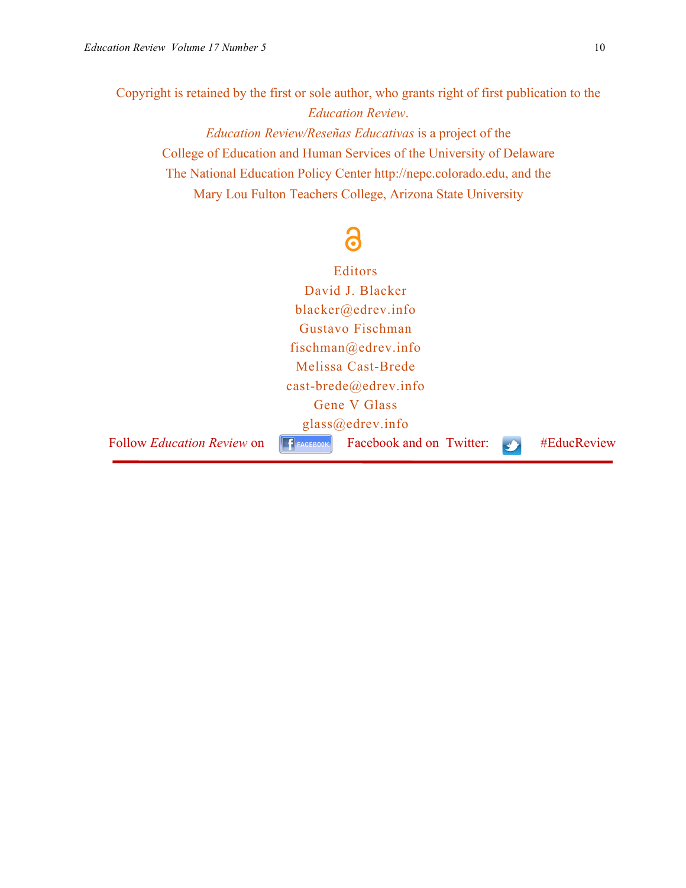Copyright is retained by the first or sole author, who grants right of first publication to the *Education Review*.

*Education Review/Reseñas Educativas* is a project of the
College of Education and Human Services of the University of Delaware
The National Education Policy Center http://nepc.colorado.edu, and the
Mary Lou Fulton Teachers College, Arizona State University

Editors
David J. Blacker
blacker@edrev.info
Gustavo Fischman
fischman@edrev.info
Melissa Cast-Brede
cast-brede@edrev.info
Gene V Glass
glass@edrev.info

Follow *Education Review* on Facebook and on Twitter: #EducReview